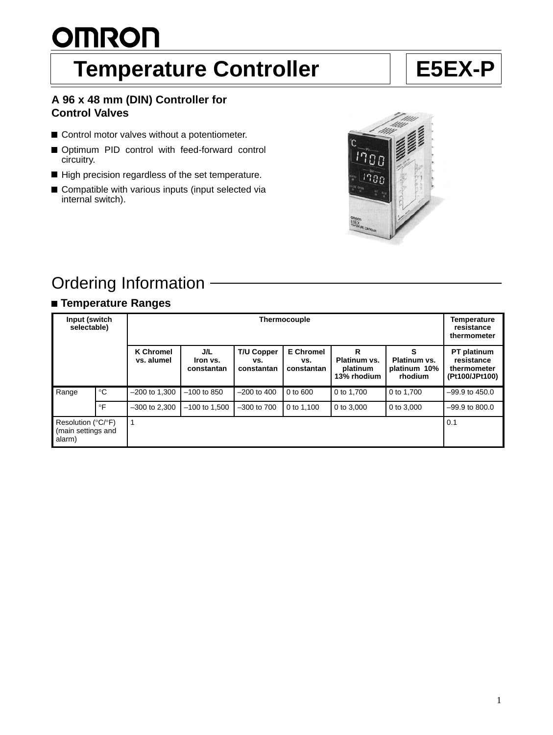# Temperature Controller — E5EX-P

## A 96 x 48 mm (DIN) Controller for Control Valves

- Control motor valves without a potentiometer.
- Optimum PID control with feed-forward control circuitry.
- High precision regardless of the set temperature.
- Compatible with various inputs (input selected via internal switch).

## Ordering Information

### Temperature Ranges

| Input (switch selectable) | | Thermocouple | | | | | | Temperature resistance thermometer |
|---|---|---|---|---|---|---|---|---|
| | | K Chromel vs. alumel | J/L Iron vs. constantan | T/U Copper vs. constantan | E Chromel vs. constantan | R Platinum vs. platinum 13% rhodium | S Platinum vs. platinum 10% rhodium | PT platinum resistance thermometer (Pt100/JPt100) |
| Range | °C | –200 to 1,300 | –100 to 850 | –200 to 400 | 0 to 600 | 0 to 1,700 | 0 to 1,700 | –99.9 to 450.0 |
| | °F | –300 to 2,300 | –100 to 1,500 | –300 to 700 | 0 to 1,100 | 0 to 3,000 | 0 to 3,000 | –99.9 to 800.0 |
| Resolution (°C/°F) (main settings and alarm) | | 1 | | | | | | 0.1 |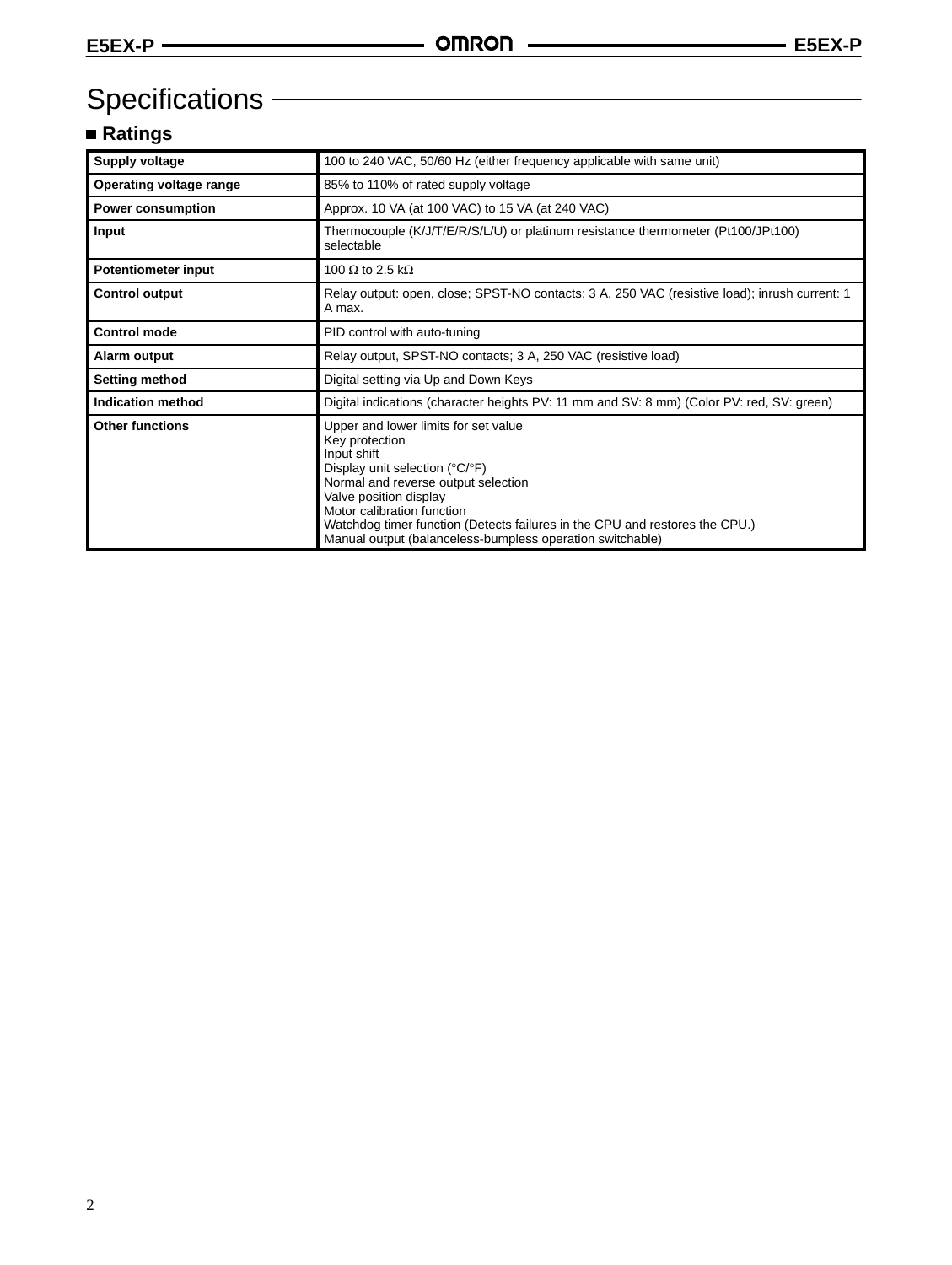# Specifications

## Ratings

| | |
|---|---|
| **Supply voltage** | 100 to 240 VAC, 50/60 Hz (either frequency applicable with same unit) |
| **Operating voltage range** | 85% to 110% of rated supply voltage |
| **Power consumption** | Approx. 10 VA (at 100 VAC) to 15 VA (at 240 VAC) |
| **Input** | Thermocouple (K/J/T/E/R/S/L/U) or platinum resistance thermometer (Pt100/JPt100) selectable |
| **Potentiometer input** | 100 Ω to 2.5 kΩ |
| **Control output** | Relay output: open, close; SPST-NO contacts; 3 A, 250 VAC (resistive load); inrush current: 1 A max. |
| **Control mode** | PID control with auto-tuning |
| **Alarm output** | Relay output, SPST-NO contacts; 3 A, 250 VAC (resistive load) |
| **Setting method** | Digital setting via Up and Down Keys |
| **Indication method** | Digital indications (character heights PV: 11 mm and SV: 8 mm) (Color PV: red, SV: green) |
| **Other functions** | Upper and lower limits for set value<br>Key protection<br>Input shift<br>Display unit selection (°C/°F)<br>Normal and reverse output selection<br>Valve position display<br>Motor calibration function<br>Watchdog timer function (Detects failures in the CPU and restores the CPU.)<br>Manual output (balanceless-bumpless operation switchable) |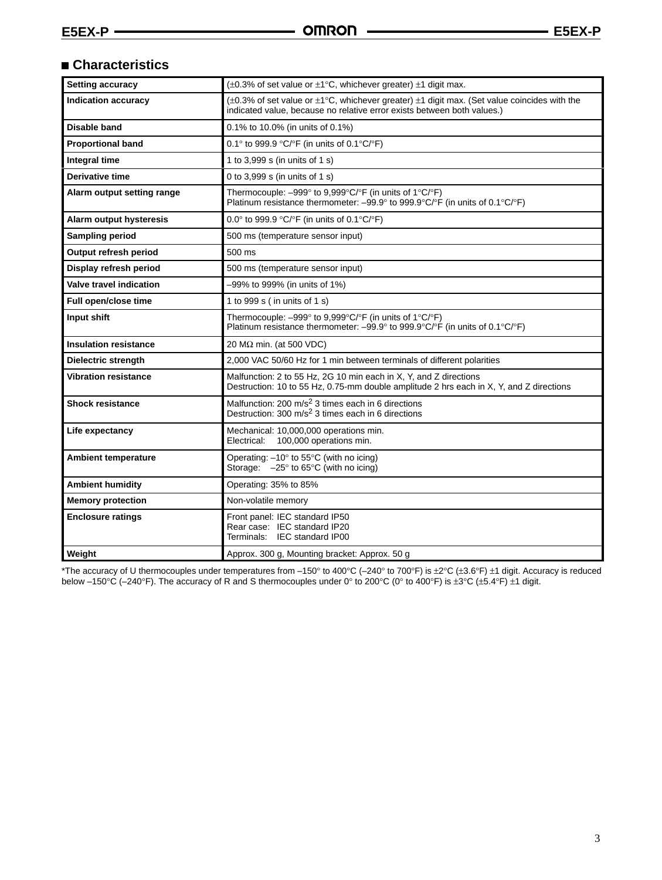## Characteristics

| Setting accuracy | (±0.3% of set value or ±1°C, whichever greater) ±1 digit max. |
|---|---|
| Indication accuracy | (±0.3% of set value or ±1°C, whichever greater) ±1 digit max. (Set value coincides with the indicated value, because no relative error exists between both values.) |
| Disable band | 0.1% to 10.0% (in units of 0.1%) |
| Proportional band | 0.1° to 999.9 °C/°F (in units of 0.1°C/°F) |
| Integral time | 1 to 3,999 s (in units of 1 s) |
| Derivative time | 0 to 3,999 s (in units of 1 s) |
| Alarm output setting range | Thermocouple: –999° to 9,999°C/°F (in units of 1°C/°F)<br>Platinum resistance thermometer: –99.9° to 999.9°C/°F (in units of 0.1°C/°F) |
| Alarm output hysteresis | 0.0° to 999.9 °C/°F (in units of 0.1°C/°F) |
| Sampling period | 500 ms (temperature sensor input) |
| Output refresh period | 500 ms |
| Display refresh period | 500 ms (temperature sensor input) |
| Valve travel indication | –99% to 999% (in units of 1%) |
| Full open/close time | 1 to 999 s ( in units of 1 s) |
| Input shift | Thermocouple: –999° to 9,999°C/°F (in units of 1°C/°F)<br>Platinum resistance thermometer: –99.9° to 999.9°C/°F (in units of 0.1°C/°F) |
| Insulation resistance | 20 MΩ min. (at 500 VDC) |
| Dielectric strength | 2,000 VAC 50/60 Hz for 1 min between terminals of different polarities |
| Vibration resistance | Malfunction: 2 to 55 Hz, 2G 10 min each in X, Y, and Z directions<br>Destruction: 10 to 55 Hz, 0.75-mm double amplitude 2 hrs each in X, Y, and Z directions |
| Shock resistance | Malfunction: 200 $m/s^2$ 3 times each in 6 directions<br>Destruction: 300 $m/s^2$ 3 times each in 6 directions |
| Life expectancy | Mechanical: 10,000,000 operations min.<br>Electrical: 100,000 operations min. |
| Ambient temperature | Operating: –10° to 55°C (with no icing)<br>Storage: –25° to 65°C (with no icing) |
| Ambient humidity | Operating: 35% to 85% |
| Memory protection | Non-volatile memory |
| Enclosure ratings | Front panel: IEC standard IP50<br>Rear case: IEC standard IP20<br>Terminals: IEC standard IP00 |
| Weight | Approx. 300 g, Mounting bracket: Approx. 50 g |

*The accuracy of U thermocouples under temperatures from –150° to 400°C (–240° to 700°F) is ±2°C (±3.6°F) ±1 digit. Accuracy is reduced below –150°C (–240°F). The accuracy of R and S thermocouples under 0° to 200°C (0° to 400°F) is ±3°C (±5.4°F) ±1 digit.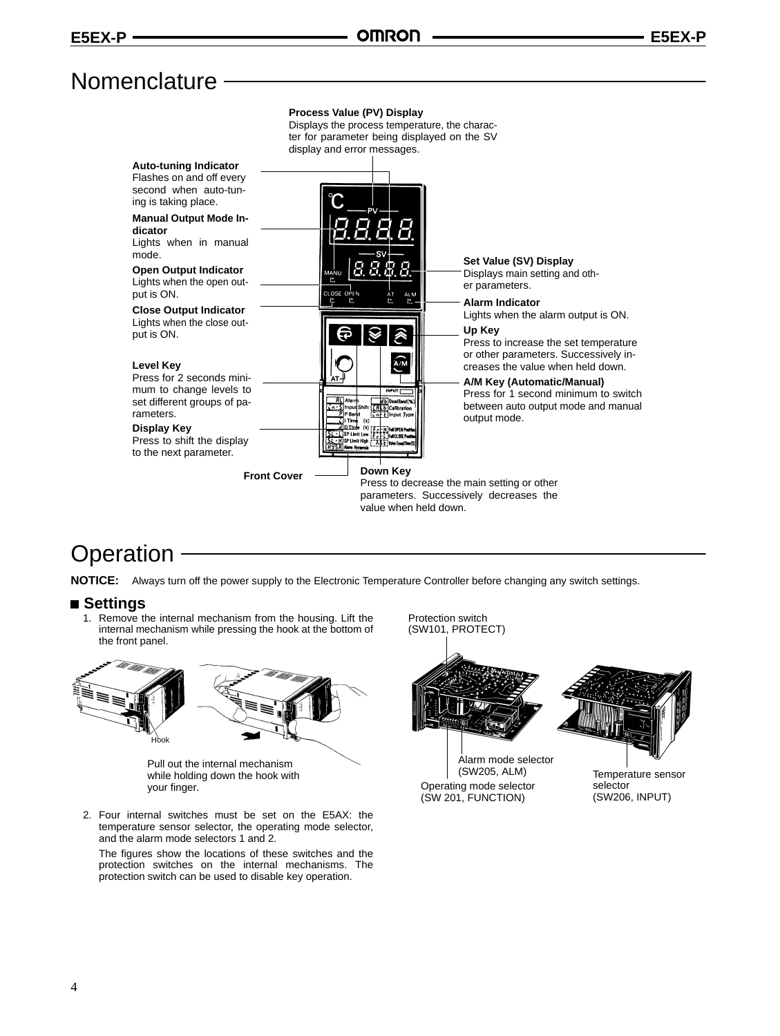# Nomenclature

**Process Value (PV) Display**
Displays the process temperature, the character for parameter being displayed on the SV display and error messages.

**Auto-tuning Indicator**
Flashes on and off every second when auto-tuning is taking place.

**Manual Output Mode Indicator**
Lights when in manual mode.

**Open Output Indicator**
Lights when the open output is ON.

**Close Output Indicator**
Lights when the close output is ON.

**Level Key**
Press for 2 seconds minimum to change levels to set different groups of parameters.

**Display Key**
Press to shift the display to the next parameter.

**Front Cover**

**Set Value (SV) Display**
Displays main setting and other parameters.

**Alarm Indicator**
Lights when the alarm output is ON.

**Up Key**
Press to increase the set temperature or other parameters. Successively increases the value when held down.

**A/M Key (Automatic/Manual)**
Press for 1 second minimum to switch between auto output mode and manual output mode.

**Down Key**
Press to decrease the main setting or other parameters. Successively decreases the value when held down.

# Operation

**NOTICE:** Always turn off the power supply to the Electronic Temperature Controller before changing any switch settings.

## Settings

1. Remove the internal mechanism from the housing. Lift the internal mechanism while pressing the hook at the bottom of the front panel.

Hook

Pull out the internal mechanism while holding down the hook with your finger.

2. Four internal switches must be set on the E5AX: the temperature sensor selector, the operating mode selector, and the alarm mode selectors 1 and 2.

   The figures show the locations of these switches and the protection switches on the internal mechanisms. The protection switch can be used to disable key operation.

Protection switch (SW101, PROTECT)

Alarm mode selector (SW205, ALM)

Operating mode selector (SW 201, FUNCTION)

Temperature sensor selector (SW206, INPUT)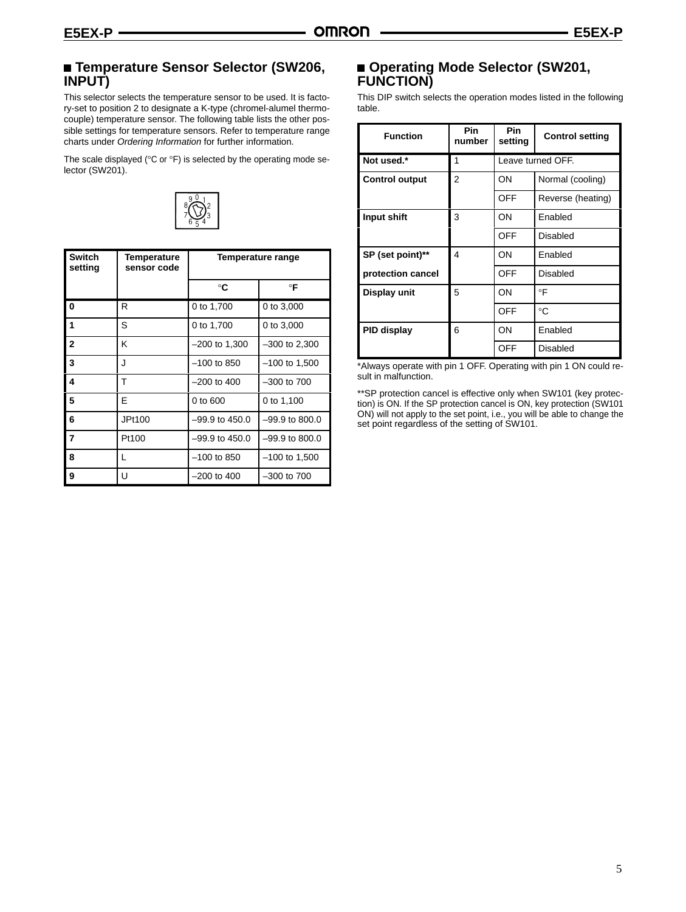## ■ Temperature Sensor Selector (SW206, INPUT)

This selector selects the temperature sensor to be used. It is factory-set to position 2 to designate a K-type (chromel-alumel thermocouple) temperature sensor. The following table lists the other possible settings for temperature sensors. Refer to temperature range charts under *Ordering Information* for further information.

The scale displayed (°C or °F) is selected by the operating mode selector (SW201).

| Switch setting | Temperature sensor code | Temperature range | |
|---|---|---|---|
| | | °C | °F |
| **0** | R | 0 to 1,700 | 0 to 3,000 |
| **1** | S | 0 to 1,700 | 0 to 3,000 |
| **2** | K | –200 to 1,300 | –300 to 2,300 |
| **3** | J | –100 to 850 | –100 to 1,500 |
| **4** | T | –200 to 400 | –300 to 700 |
| **5** | E | 0 to 600 | 0 to 1,100 |
| **6** | JPt100 | –99.9 to 450.0 | –99.9 to 800.0 |
| **7** | Pt100 | –99.9 to 450.0 | –99.9 to 800.0 |
| **8** | L | –100 to 850 | –100 to 1,500 |
| **9** | U | –200 to 400 | –300 to 700 |

## ■ Operating Mode Selector (SW201, FUNCTION)

This DIP switch selects the operation modes listed in the following table.

| Function | Pin number | Pin setting | Control setting |
|---|---|---|---|
| **Not used.*** | 1 | Leave turned OFF. | |
| **Control output** | 2 | ON | Normal (cooling) |
| | | OFF | Reverse (heating) |
| **Input shift** | 3 | ON | Enabled |
| | | OFF | Disabled |
| **SP (set point)** protection cancel** | 4 | ON | Enabled |
| | | OFF | Disabled |
| **Display unit** | 5 | ON | °F |
| | | OFF | °C |
| **PID display** | 6 | ON | Enabled |
| | | OFF | Disabled |

*Always operate with pin 1 OFF. Operating with pin 1 ON could result in malfunction.

**SP protection cancel is effective only when SW101 (key protection) is ON. If the SP protection cancel is ON, key protection (SW101 ON) will not apply to the set point, i.e., you will be able to change the set point regardless of the setting of SW101.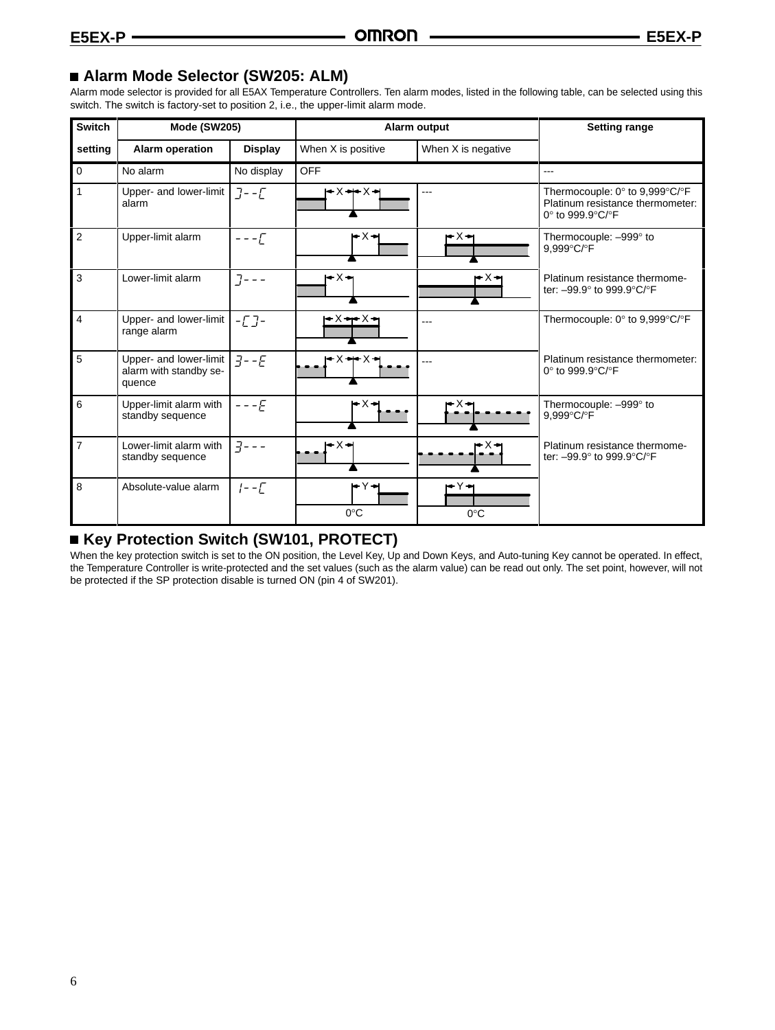## ■ Alarm Mode Selector (SW205: ALM)

Alarm mode selector is provided for all E5AX Temperature Controllers. Ten alarm modes, listed in the following table, can be selected using this switch. The switch is factory-set to position 2, i.e., the upper-limit alarm mode.

| Switch setting | Mode (SW205) | | Alarm output | | Setting range |
|---|---|---|---|---|---|
| | Alarm operation | Display | When X is positive | When X is negative | |
| 0 | No alarm | No display | OFF | | --- |
| 1 | Upper- and lower-limit alarm | ]--[ | | --- | Thermocouple: 0° to 9,999°C/°F Platinum resistance thermometer: 0° to 999.9°C/°F |
| 2 | Upper-limit alarm | ---[ | | | Thermocouple: –999° to 9,999°C/°F |
| 3 | Lower-limit alarm | ]--- | | | Platinum resistance thermometer: –99.9° to 999.9°C/°F |
| 4 | Upper- and lower-limit range alarm | -[]- | | --- | Thermocouple: 0° to 9,999°C/°F |
| 5 | Upper- and lower-limit alarm with standby sequence | 3--E | | --- | Platinum resistance thermometer: 0° to 999.9°C/°F |
| 6 | Upper-limit alarm with standby sequence | ---E | | | Thermocouple: –999° to 9,999°C/°F |
| 7 | Lower-limit alarm with standby sequence | 3--- | | | Platinum resistance thermometer: –99.9° to 999.9°C/°F |
| 8 | Absolute-value alarm | 1--[ | 0°C | 0°C | |

## ■ Key Protection Switch (SW101, PROTECT)

When the key protection switch is set to the ON position, the Level Key, Up and Down Keys, and Auto-tuning Key cannot be operated. In effect, the Temperature Controller is write-protected and the set values (such as the alarm value) can be read out only. The set point, however, will not be protected if the SP protection disable is turned ON (pin 4 of SW201).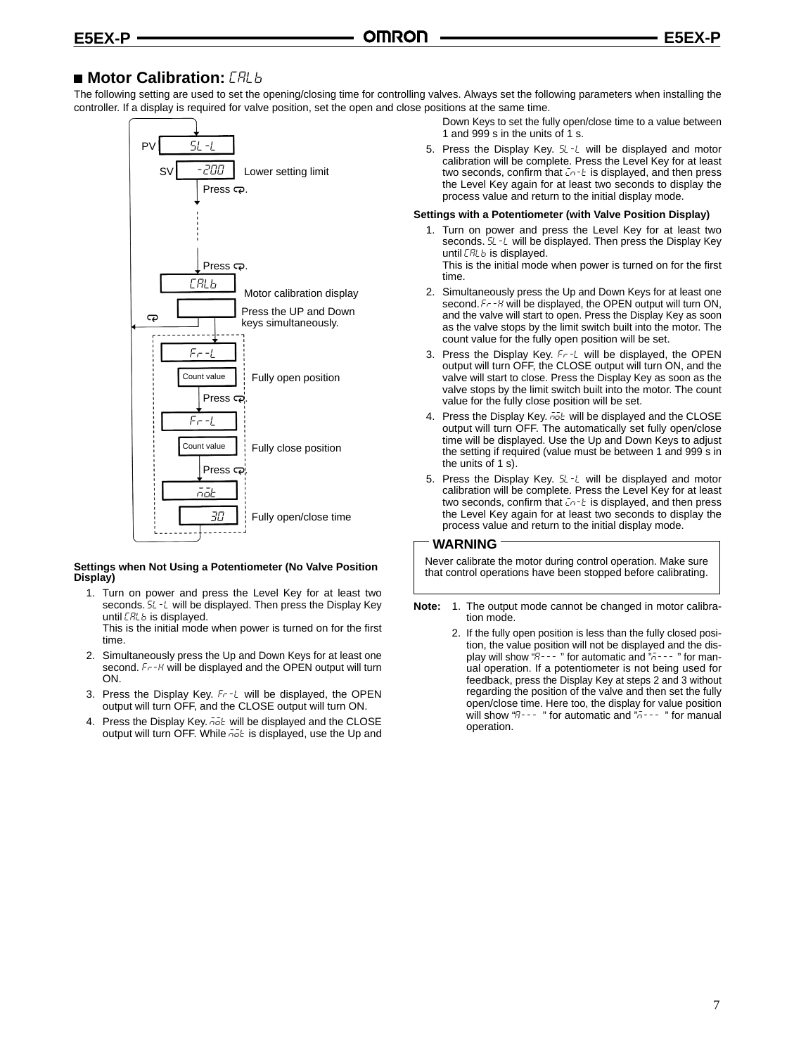## ■ Motor Calibration: CALb

The following setting are used to set the opening/closing time for controlling valves. Always set the following parameters when installing the controller. If a display is required for valve position, set the open and close positions at the same time.

PV SL-L
SV -200 Lower setting limit
Press .

Press .
CALb Motor calibration display
Press the UP and Down keys simultaneously.
Fr-L
Count value Fully open position
Press .
Fr-L
Count value Fully close position
Press .
mot
30 Fully open/close time

**Settings when Not Using a Potentiometer (No Valve Position Display)**

1. Turn on power and press the Level Key for at least two seconds. SL-L will be displayed. Then press the Display Key until CALb is displayed.
   This is the initial mode when power is turned on for the first time.
2. Simultaneously press the Up and Down Keys for at least one second. Fr-H will be displayed and the OPEN output will turn ON.
3. Press the Display Key. Fr-L will be displayed, the OPEN output will turn OFF, and the CLOSE output will turn ON.
4. Press the Display Key. mot will be displayed and the CLOSE output will turn OFF. While mot is displayed, use the Up and Down Keys to set the fully open/close time to a value between 1 and 999 s in the units of 1 s.
5. Press the Display Key. SL-L will be displayed and motor calibration will be complete. Press the Level Key for at least two seconds, confirm that in-t is displayed, and then press the Level Key again for at least two seconds to display the process value and return to the initial display mode.

**Settings with a Potentiometer (with Valve Position Display)**

1. Turn on power and press the Level Key for at least two seconds. SL-L will be displayed. Then press the Display Key until CALb is displayed.
   This is the initial mode when power is turned on for the first time.
2. Simultaneously press the Up and Down Keys for at least one second. Fr-H will be displayed, the OPEN output will turn ON, and the valve will start to open. Press the Display Key as soon as the valve stops by the limit switch built into the motor. The count value for the fully open position will be set.
3. Press the Display Key. Fr-L will be displayed, the OPEN output will turn OFF, the CLOSE output will turn ON, and the valve will start to close. Press the Display Key as soon as the valve stops by the limit switch built into the motor. The count value for the fully close position will be set.
4. Press the Display Key. mot will be displayed and the CLOSE output will turn OFF. The automatically set fully open/close time will be displayed. Use the Up and Down Keys to adjust the setting if required (value must be between 1 and 999 s in the units of 1 s).
5. Press the Display Key. SL-L will be displayed and motor calibration will be complete. Press the Level Key for at least two seconds, confirm that in-t is displayed, and then press the Level Key again for at least two seconds to display the process value and return to the initial display mode.

**WARNING**

Never calibrate the motor during control operation. Make sure that control operations have been stopped before calibrating.

**Note:**
1. The output mode cannot be changed in motor calibration mode.
2. If the fully open position is less than the fully closed position, the value position will not be displayed and the display will show "A- - - " for automatic and "m- - - " for manual operation. If a potentiometer is not being used for feedback, press the Display Key at steps 2 and 3 without regarding the position of the valve and then set the fully open/close time. Here too, the display for value position will show "A- - - " for automatic and "m- - - " for manual operation.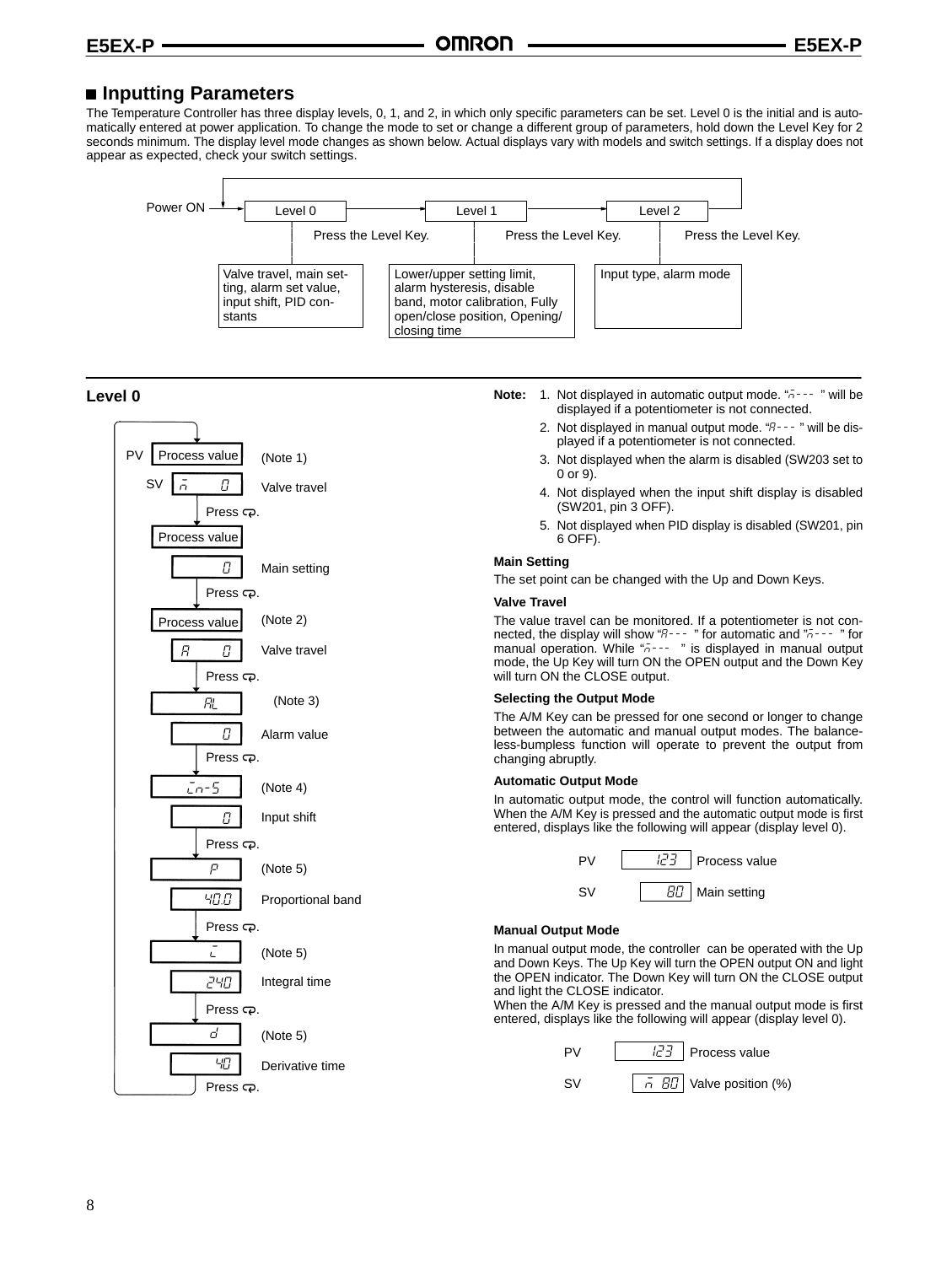## Inputting Parameters

The Temperature Controller has three display levels, 0, 1, and 2, in which only specific parameters can be set. Level 0 is the initial and is automatically entered at power application. To change the mode to set or change a different group of parameters, hold down the Level Key for 2 seconds minimum. The display level mode changes as shown below. Actual displays vary with models and switch settings. If a display does not appear as expected, check your switch settings.

Power ON → Level 0 → Level 1 → Level 2 → (back to Level 0)

| Level 0 | Level 1 | Level 2 |
|---|---|---|
| Press the Level Key. | Press the Level Key. | Press the Level Key. |
| Valve travel, main setting, alarm set value, input shift, PID constants | Lower/upper setting limit, alarm hysteresis, disable band, motor calibration, Fully open/close position, Opening/closing time | Input type, alarm mode |

### Level 0

- PV: Process value (Note 1) / SV: n̄ 0 — Valve travel
- Press ⟲.
- Process value / 0 — Main setting
- Press ⟲.
- Process value (Note 2) / A 0 — Valve travel
- Press ⟲.
- AL (Note 3) / 0 — Alarm value
- Press ⟲.
- in-S (Note 4) / 0 — Input shift
- Press ⟲.
- P (Note 5) / 40.0 — Proportional band
- Press ⟲.
- i (Note 5) / 240 — Integral time
- Press ⟲.
- d (Note 5) / 40 — Derivative time
- Press ⟲. (returns to top)

**Note:**
1. Not displayed in automatic output mode. "n̄---" will be displayed if a potentiometer is not connected.
2. Not displayed in manual output mode. "A---" will be displayed if a potentiometer is not connected.
3. Not displayed when the alarm is disabled (SW203 set to 0 or 9).
4. Not displayed when the input shift display is disabled (SW201, pin 3 OFF).
5. Not displayed when PID display is disabled (SW201, pin 6 OFF).

**Main Setting**

The set point can be changed with the Up and Down Keys.

**Valve Travel**

The value travel can be monitored. If a potentiometer is not connected, the display will show "A---" for automatic and "n̄---" for manual operation. While "n̄---" is displayed in manual output mode, the Up Key will turn ON the OPEN output and the Down Key will turn ON the CLOSE output.

**Selecting the Output Mode**

The A/M Key can be pressed for one second or longer to change between the automatic and manual output modes. The balance-less-bumpless function will operate to prevent the output from changing abruptly.

**Automatic Output Mode**

In automatic output mode, the control will function automatically. When the A/M Key is pressed and the automatic output mode is first entered, displays like the following will appear (display level 0).

PV 123 Process value
SV 80 Main setting

**Manual Output Mode**

In manual output mode, the controller can be operated with the Up and Down Keys. The Up Key will turn the OPEN output ON and light the OPEN indicator. The Down Key will turn ON the CLOSE output and light the CLOSE indicator.
When the A/M Key is pressed and the manual output mode is first entered, displays like the following will appear (display level 0).

PV 123 Process value
SV n̄ 80 Valve position (%)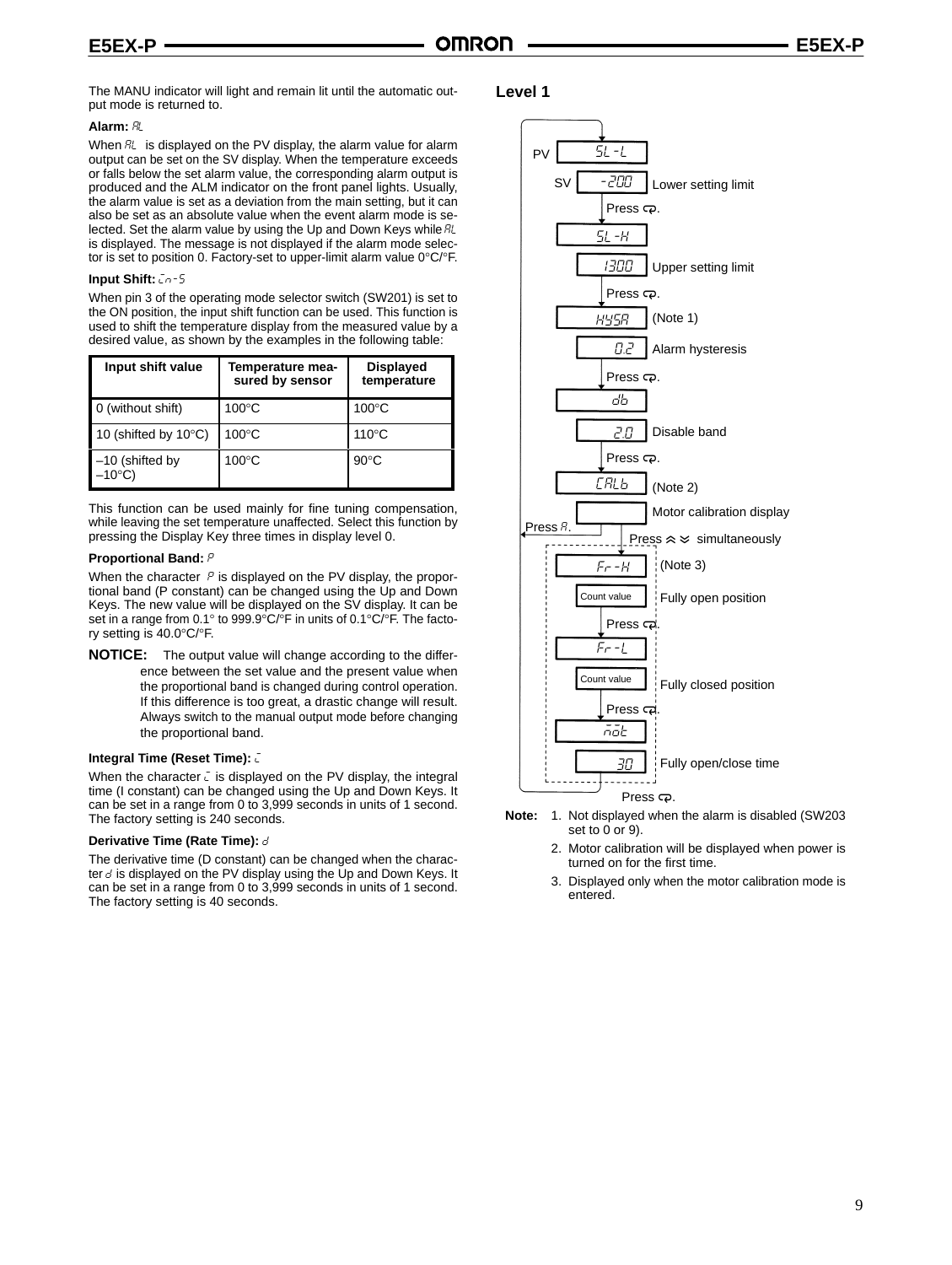The MANU indicator will light and remain lit until the automatic output mode is returned to.

**Alarm:** AL

When AL is displayed on the PV display, the alarm value for alarm output can be set on the SV display. When the temperature exceeds or falls below the set alarm value, the corresponding alarm output is produced and the ALM indicator on the front panel lights. Usually, the alarm value is set as a deviation from the main setting, but it can also be set as an absolute value when the event alarm mode is selected. Set the alarm value by using the Up and Down Keys while AL is displayed. The message is not displayed if the alarm mode selector is set to position 0. Factory-set to upper-limit alarm value 0°C/°F.

**Input Shift:** in-S

When pin 3 of the operating mode selector switch (SW201) is set to the ON position, the input shift function can be used. This function is used to shift the temperature display from the measured value by a desired value, as shown by the examples in the following table:

| Input shift value | Temperature measured by sensor | Displayed temperature |
|---|---|---|
| 0 (without shift) | 100°C | 100°C |
| 10 (shifted by 10°C) | 100°C | 110°C |
| –10 (shifted by –10°C) | 100°C | 90°C |

This function can be used mainly for fine tuning compensation, while leaving the set temperature unaffected. Select this function by pressing the Display Key three times in display level 0.

**Proportional Band:** P

When the character P is displayed on the PV display, the proportional band (P constant) can be changed using the Up and Down Keys. The new value will be displayed on the SV display. It can be set in a range from 0.1° to 999.9°C/°F in units of 0.1°C/°F. The factory setting is 40.0°C/°F.

**NOTICE:** The output value will change according to the difference between the set value and the present value when the proportional band is changed during control operation. If this difference is too great, a drastic change will result. Always switch to the manual output mode before changing the proportional band.

**Integral Time (Reset Time):** i

When the character i is displayed on the PV display, the integral time (I constant) can be changed using the Up and Down Keys. It can be set in a range from 0 to 3,999 seconds in units of 1 second. The factory setting is 240 seconds.

**Derivative Time (Rate Time):** d

The derivative time (D constant) can be changed when the character d is displayed on the PV display using the Up and Down Keys. It can be set in a range from 0 to 3,999 seconds in units of 1 second. The factory setting is 40 seconds.

## Level 1

- PV: SL-L / SV: -200 — Lower setting limit
- Press ⟲.
- SL-H / 1300 — Upper setting limit
- Press ⟲.
- HYSA (Note 1) / 0.2 — Alarm hysteresis
- Press ⟲.
- db / 2.0 — Disable band
- Press ⟲.
- CALb (Note 2) — Motor calibration display
- Press A. (returns to SL-L)
- Press ⋀ ⋁ simultaneously
- Fr-H (Note 3) / Count value — Fully open position
- Press ⟲.
- Fr-L / Count value — Fully closed position
- Press ⟲.
- mot / 30 — Fully open/close time
- Press ⟲.

**Note:**
1. Not displayed when the alarm is disabled (SW203 set to 0 or 9).
2. Motor calibration will be displayed when power is turned on for the first time.
3. Displayed only when the motor calibration mode is entered.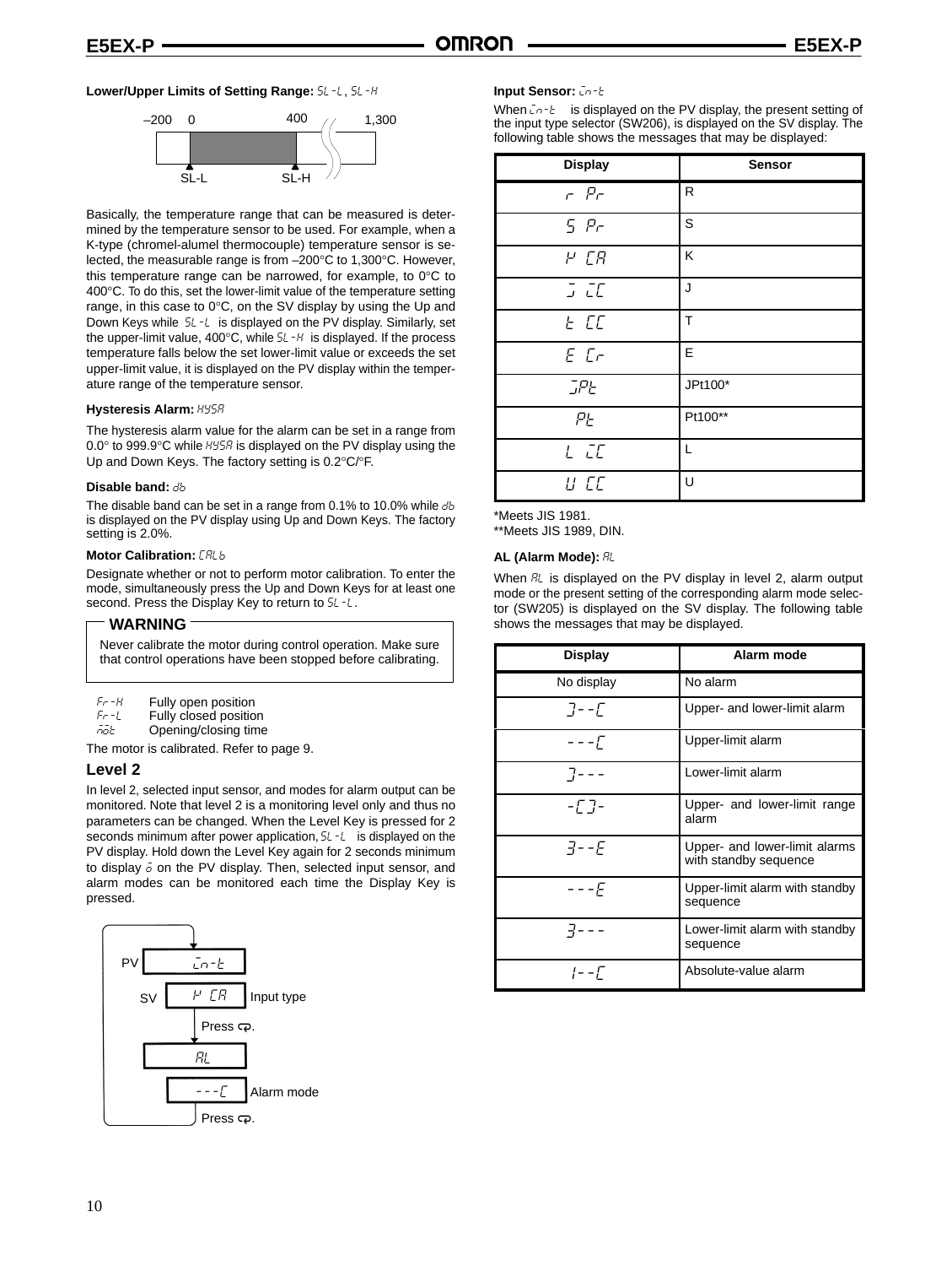**Lower/Upper Limits of Setting Range:** SL-L, SL-H

–200 0 400 1,300

SL-L SL-H

Basically, the temperature range that can be measured is determined by the temperature sensor to be used. For example, when a K-type (chromel-alumel thermocouple) temperature sensor is selected, the measurable range is from –200°C to 1,300°C. However, this temperature range can be narrowed, for example, to 0°C to 400°C. To do this, set the lower-limit value of the temperature setting range, in this case to 0°C, on the SV display by using the Up and Down Keys while SL-L is displayed on the PV display. Similarly, set the upper-limit value, 400°C, while SL-H is displayed. If the process temperature falls below the set lower-limit value or exceeds the set upper-limit value, it is displayed on the PV display within the temperature range of the temperature sensor.

**Hysteresis Alarm:** HYSA

The hysteresis alarm value for the alarm can be set in a range from 0.0° to 999.9°C while HYSA is displayed on the PV display using the Up and Down Keys. The factory setting is 0.2°C/°F.

**Disable band:** db

The disable band can be set in a range from 0.1% to 10.0% while db is displayed on the PV display using Up and Down Keys. The factory setting is 2.0%.

**Motor Calibration:** CALb

Designate whether or not to perform motor calibration. To enter the mode, simultaneously press the Up and Down Keys for at least one second. Press the Display Key to return to SL-L.

**WARNING**

Never calibrate the motor during control operation. Make sure that control operations have been stopped before calibrating.

Fr-H Fully open position
Fr-L Fully closed position
mot Opening/closing time

The motor is calibrated. Refer to page 9.

## Level 2

In level 2, selected input sensor, and modes for alarm output can be monitored. Note that level 2 is a monitoring level only and thus no parameters can be changed. When the Level Key is pressed for 2 seconds minimum after power application, SL-L is displayed on the PV display. Hold down the Level Key again for 2 seconds minimum to display o on the PV display. Then, selected input sensor, and alarm modes can be monitored each time the Display Key is pressed.

PV: in-t
SV: K CA — Input type
Press ⟲.
AL
---C — Alarm mode
Press ⟲.

**Input Sensor:** in-t

When in-t is displayed on the PV display, the present setting of the input type selector (SW206), is displayed on the SV display. The following table shows the messages that may be displayed:

| Display | Sensor |
|---|---|
| r Pr | R |
| S Pr | S |
| K CA | K |
| J IC | J |
| t CC | T |
| E Cr | E |
| JPt | JPt100* |
| Pt | Pt100** |
| L IC | L |
| U CC | U |

*Meets JIS 1981.
**Meets JIS 1989, DIN.

**AL (Alarm Mode):** AL

When AL is displayed on the PV display in level 2, alarm output mode or the present setting of the corresponding alarm mode selector (SW205) is displayed on the SV display. The following table shows the messages that may be displayed.

| Display | Alarm mode |
|---|---|
| No display | No alarm |
| ]--[ | Upper- and lower-limit alarm |
| ---[ | Upper-limit alarm |
| ]--- | Lower-limit alarm |
| -[]- | Upper- and lower-limit range alarm |
| 3--E | Upper- and lower-limit alarms with standby sequence |
| ---E | Upper-limit alarm with standby sequence |
| 3--- | Lower-limit alarm with standby sequence |
| 1--[ | Absolute-value alarm |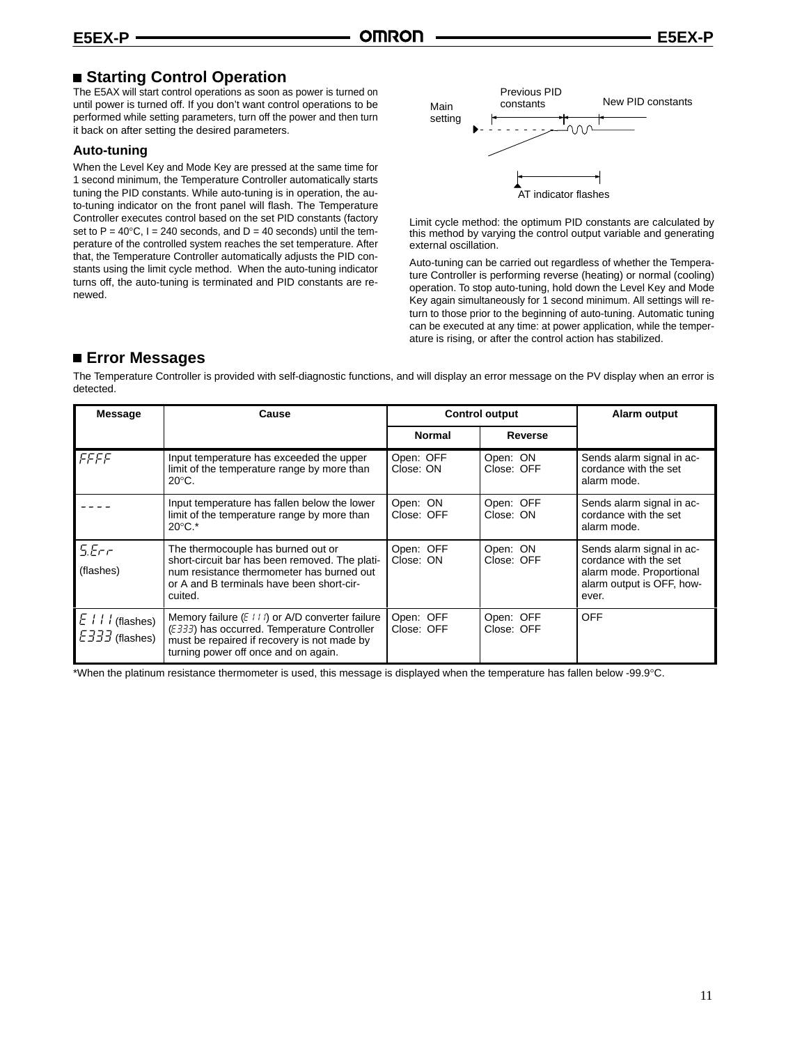## Starting Control Operation

The E5AX will start control operations as soon as power is turned on until power is turned off. If you don't want control operations to be performed while setting parameters, turn off the power and then turn it back on after setting the desired parameters.

### Auto-tuning

When the Level Key and Mode Key are pressed at the same time for 1 second minimum, the Temperature Controller automatically starts tuning the PID constants. While auto-tuning is in operation, the auto-tuning indicator on the front panel will flash. The Temperature Controller executes control based on the set PID constants (factory set to P = 40°C, I = 240 seconds, and D = 40 seconds) until the temperature of the controlled system reaches the set temperature. After that, the Temperature Controller automatically adjusts the PID constants using the limit cycle method. When the auto-tuning indicator turns off, the auto-tuning is terminated and PID constants are renewed.

Main setting

Previous PID constants

New PID constants

AT indicator flashes

Limit cycle method: the optimum PID constants are calculated by this method by varying the control output variable and generating external oscillation.

Auto-tuning can be carried out regardless of whether the Temperature Controller is performing reverse (heating) or normal (cooling) operation. To stop auto-tuning, hold down the Level Key and Mode Key again simultaneously for 1 second minimum. All settings will return to those prior to the beginning of auto-tuning. Automatic tuning can be executed at any time: at power application, while the temperature is rising, or after the control action has stabilized.

## Error Messages

The Temperature Controller is provided with self-diagnostic functions, and will display an error message on the PV display when an error is detected.

| Message | Cause | Control output | | Alarm output |
|---|---|---|---|---|
| | | Normal | Reverse | |
| FFFF | Input temperature has exceeded the upper limit of the temperature range by more than 20°C. | Open: OFF<br>Close: ON | Open: ON<br>Close: OFF | Sends alarm signal in accordance with the set alarm mode. |
| ---- | Input temperature has fallen below the lower limit of the temperature range by more than 20°C.* | Open: ON<br>Close: OFF | Open: OFF<br>Close: ON | Sends alarm signal in accordance with the set alarm mode. |
| S.Err (flashes) | The thermocouple has burned out or short-circuit bar has been removed. The platinum resistance thermometer has burned out or A and B terminals have been short-circuited. | Open: OFF<br>Close: ON | Open: ON<br>Close: OFF | Sends alarm signal in accordance with the set alarm mode. Proportional alarm output is OFF, however. |
| E111 (flashes)<br>E333 (flashes) | Memory failure (E111) or A/D converter failure (E333) has occurred. Temperature Controller must be repaired if recovery is not made by turning power off once and on again. | Open: OFF<br>Close: OFF | Open: OFF<br>Close: OFF | OFF |

*When the platinum resistance thermometer is used, this message is displayed when the temperature has fallen below -99.9°C.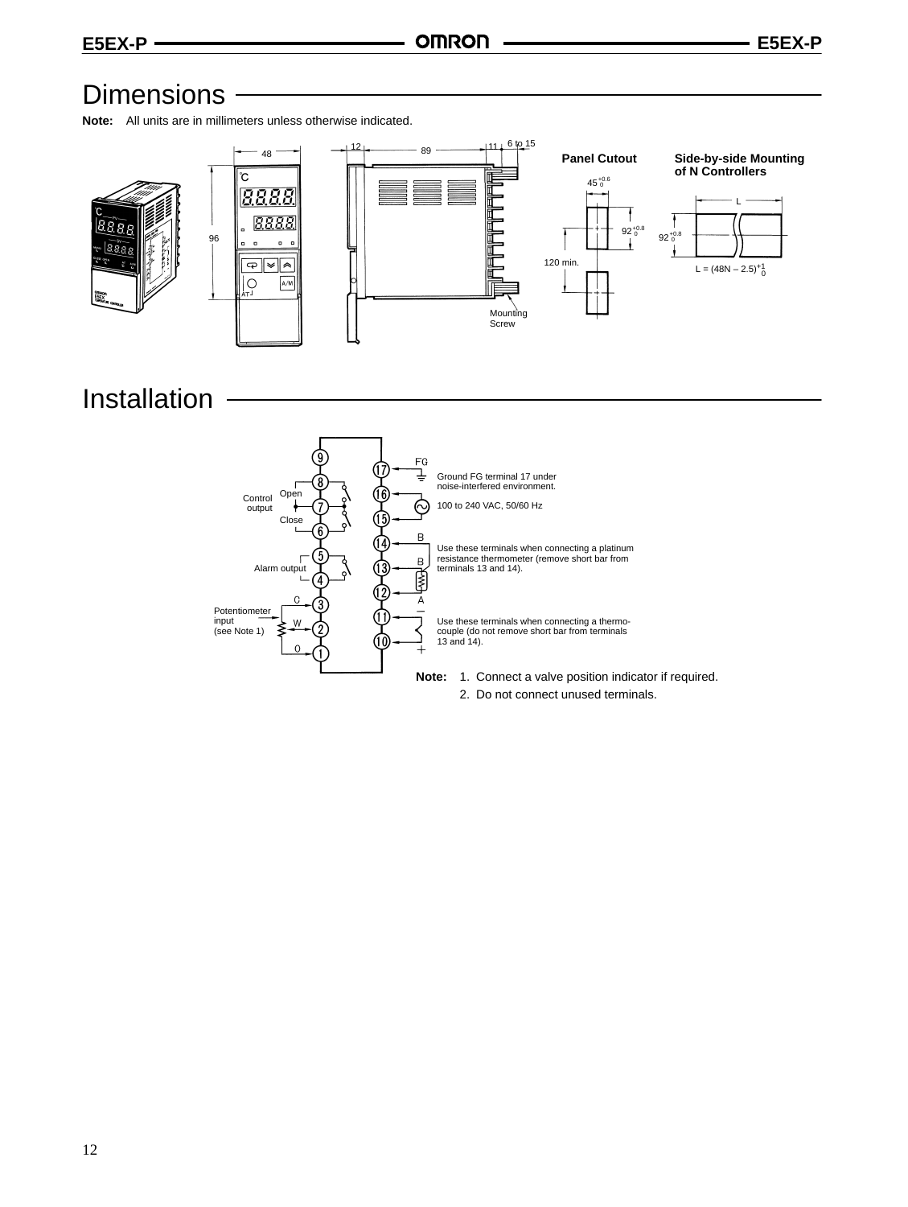# Dimensions

**Note:** All units are in millimeters unless otherwise indicated.

48

96

12 89 11 6 to 15

Mounting Screw

**Panel Cutout**

$45^{+0.6}_{0}$

$92^{+0.8}_{0}$

120 min.

**Side-by-side Mounting of N Controllers**

L

$92^{+0.8}_{0}$

$L = (48N - 2.5)^{+1}_{0}$

# Installation

Control output: Open (8), (7), Close (6)

Alarm output (5), (4)

Potentiometer input (see Note 1): C (3), W (2), O (1)

FG (17): Ground FG terminal 17 under noise-interfered environment.

(16), (15): 100 to 240 VAC, 50/60 Hz

B (14), B (13), A (12): Use these terminals when connecting a platinum resistance thermometer (remove short bar from terminals 13 and 14).

– (11), + (10): Use these terminals when connecting a thermocouple (do not remove short bar from terminals 13 and 14).

**Note:** 1. Connect a valve position indicator if required.
2. Do not connect unused terminals.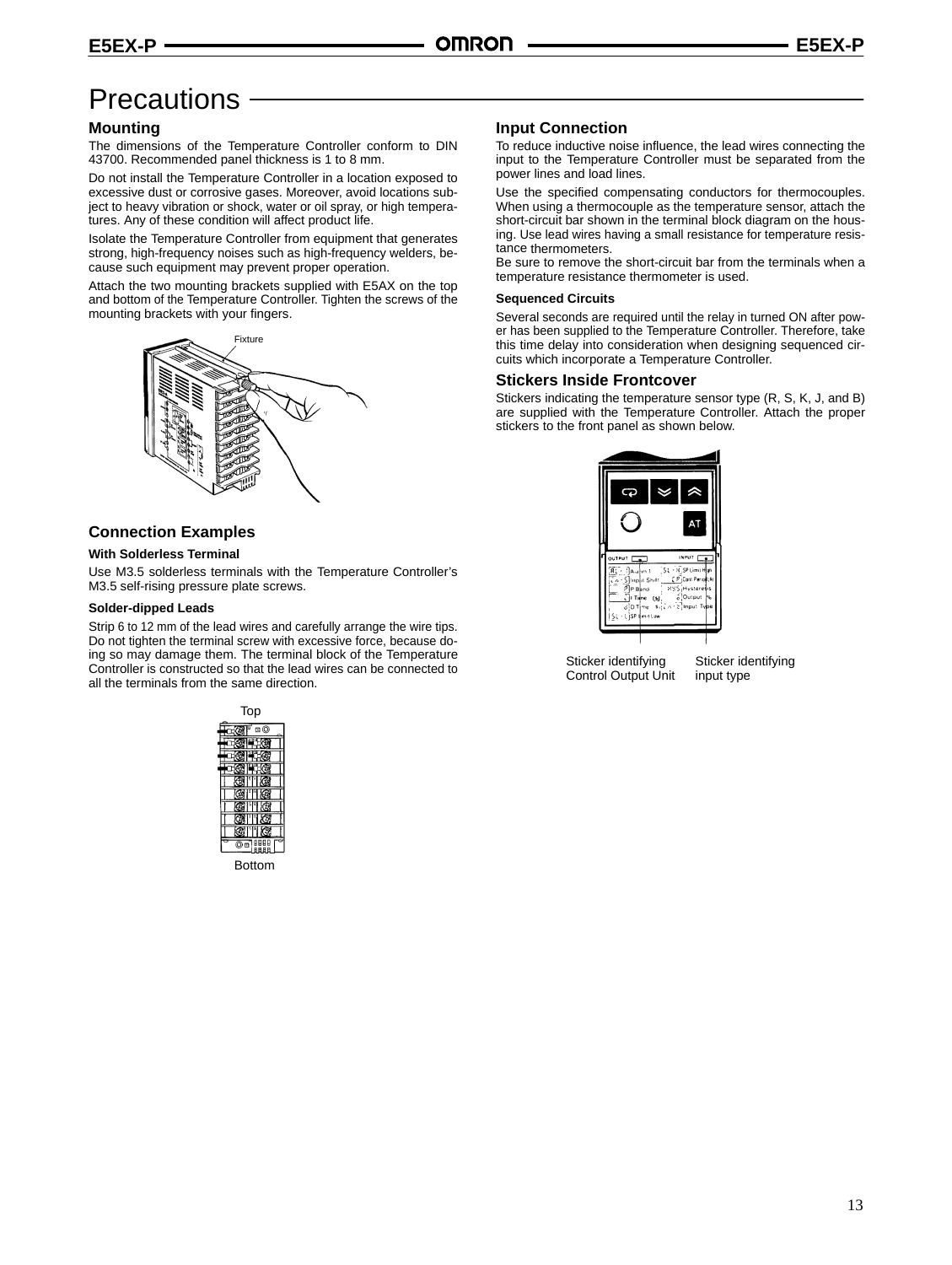# Precautions

## Mounting

The dimensions of the Temperature Controller conform to DIN 43700. Recommended panel thickness is 1 to 8 mm.

Do not install the Temperature Controller in a location exposed to excessive dust or corrosive gases. Moreover, avoid locations subject to heavy vibration or shock, water or oil spray, or high temperatures. Any of these condition will affect product life.

Isolate the Temperature Controller from equipment that generates strong, high-frequency noises such as high-frequency welders, because such equipment may prevent proper operation.

Attach the two mounting brackets supplied with E5AX on the top and bottom of the Temperature Controller. Tighten the screws of the mounting brackets with your fingers.

Fixture

## Connection Examples

### With Solderless Terminal

Use M3.5 solderless terminals with the Temperature Controller's M3.5 self-rising pressure plate screws.

### Solder-dipped Leads

Strip 6 to 12 mm of the lead wires and carefully arrange the wire tips. Do not tighten the terminal screw with excessive force, because doing so may damage them. The terminal block of the Temperature Controller is constructed so that the lead wires can be connected to all the terminals from the same direction.

Top

Bottom

## Input Connection

To reduce inductive noise influence, the lead wires connecting the input to the Temperature Controller must be separated from the power lines and load lines.

Use the specified compensating conductors for thermocouples. When using a thermocouple as the temperature sensor, attach the short-circuit bar shown in the terminal block diagram on the housing. Use lead wires having a small resistance for temperature resistance thermometers.
Be sure to remove the short-circuit bar from the terminals when a temperature resistance thermometer is used.

### Sequenced Circuits

Several seconds are required until the relay in turned ON after power has been supplied to the Temperature Controller. Therefore, take this time delay into consideration when designing sequenced circuits which incorporate a Temperature Controller.

## Stickers Inside Frontcover

Stickers indicating the temperature sensor type (R, S, K, J, and B) are supplied with the Temperature Controller. Attach the proper stickers to the front panel as shown below.

Sticker identifying Control Output Unit

Sticker identifying input type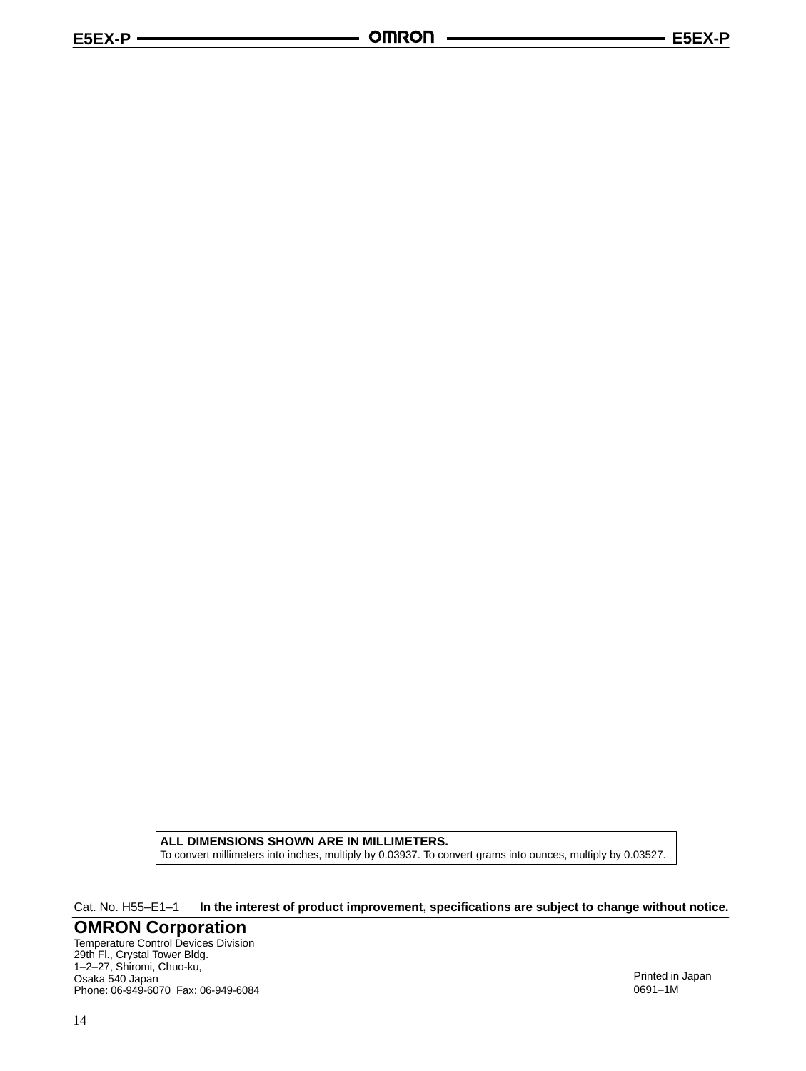**ALL DIMENSIONS SHOWN ARE IN MILLIMETERS.**
To convert millimeters into inches, multiply by 0.03937. To convert grams into ounces, multiply by 0.03527.

Cat. No. H55–E1–1 **In the interest of product improvement, specifications are subject to change without notice.**

## OMRON Corporation

Temperature Control Devices Division
29th Fl., Crystal Tower Bldg.
1–2–27, Shiromi, Chuo-ku,
Osaka 540 Japan
Phone: 06-949-6070 Fax: 06-949-6084

Printed in Japan
0691–1M